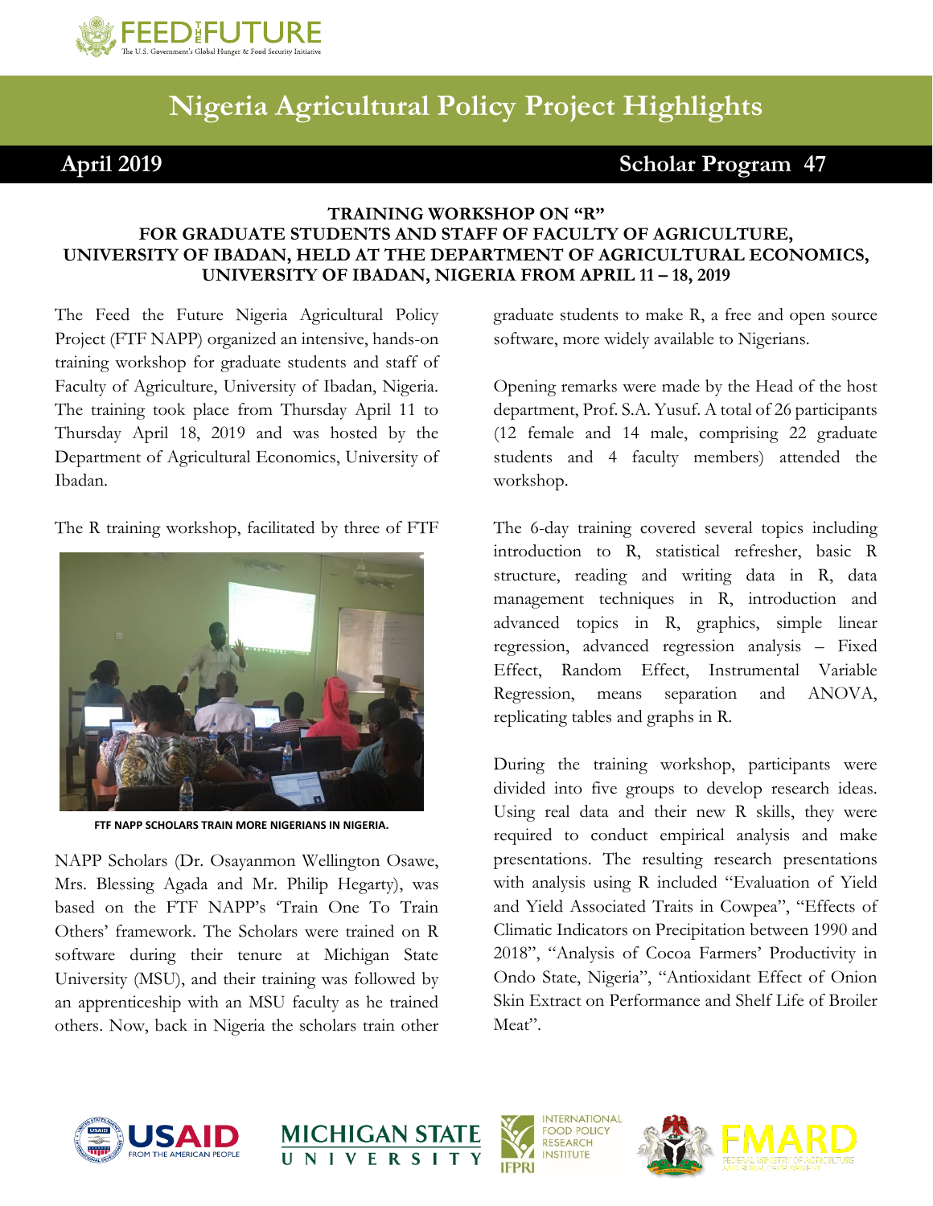# Nigeria Agricultural Policy Project Highlights

**April 2019** **Scholar Program 47**

### TRAINING WORKSHOP ON "R" FOR GRADUATE STUDENTS AND STAFF OF FACULTY OF AGRICULTURE, UNIVERSITY OF IBADAN, HELD AT THE DEPARTMENT OF AGRICULTURAL ECONOMICS, UNIVERSITY OF IBADAN, NIGERIA FROM APRIL 11 – 18, 2019

The Feed the Future Nigeria Agricultural Policy Project (FTF NAPP) organized an intensive, hands-on training workshop for graduate students and staff of Faculty of Agriculture, University of Ibadan, Nigeria. The training took place from Thursday April 11 to Thursday April 18, 2019 and was hosted by the Department of Agricultural Economics, University of Ibadan.

The R training workshop, facilitated by three of FTF NAPP Scholars (Dr. Osayanmon Wellington Osawe, Mrs. Blessing Agada and Mr. Philip Hegarty), was based on the FTF NAPP's 'Train One To Train Others' framework. The Scholars were trained on R software during their tenure at Michigan State University (MSU), and their training was followed by an apprenticeship with an MSU faculty as he trained others. Now, back in Nigeria the scholars train other graduate students to make R, a free and open source software, more widely available to Nigerians.

FTF NAPP SCHOLARS TRAIN MORE NIGERIANS IN NIGERIA.

Opening remarks were made by the Head of the host department, Prof. S.A. Yusuf. A total of 26 participants (12 female and 14 male, comprising 22 graduate students and 4 faculty members) attended the workshop.

The 6-day training covered several topics including introduction to R, statistical refresher, basic R structure, reading and writing data in R, data management techniques in R, introduction and advanced topics in R, graphics, simple linear regression, advanced regression analysis – Fixed Effect, Random Effect, Instrumental Variable Regression, means separation and ANOVA, replicating tables and graphs in R.

During the training workshop, participants were divided into five groups to develop research ideas. Using real data and their new R skills, they were required to conduct empirical analysis and make presentations. The resulting research presentations with analysis using R included "Evaluation of Yield and Yield Associated Traits in Cowpea", "Effects of Climatic Indicators on Precipitation between 1990 and 2018", "Analysis of Cocoa Farmers' Productivity in Ondo State, Nigeria", "Antioxidant Effect of Onion Skin Extract on Performance and Shelf Life of Broiler Meat".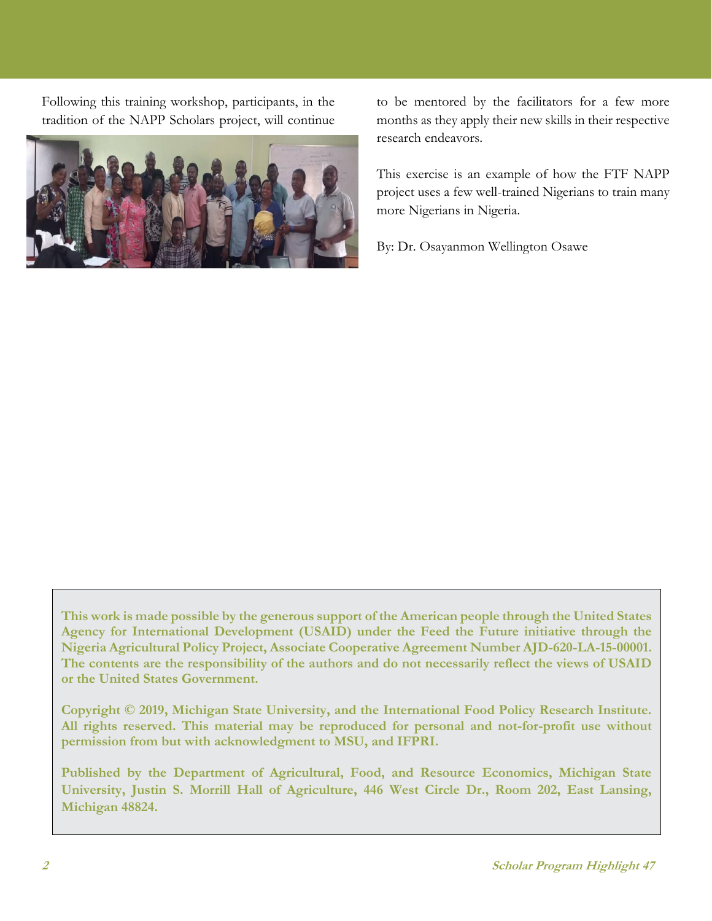Following this training workshop, participants, in the tradition of the NAPP Scholars project, will continue to be mentored by the facilitators for a few more months as they apply their new skills in their respective research endeavors.

This exercise is an example of how the FTF NAPP project uses a few well-trained Nigerians to train many more Nigerians in Nigeria.

By: Dr. Osayanmon Wellington Osawe

**This work is made possible by the generous support of the American people through the United States Agency for International Development (USAID) under the Feed the Future initiative through the Nigeria Agricultural Policy Project, Associate Cooperative Agreement Number AJD-620-LA-15-00001. The contents are the responsibility of the authors and do not necessarily reflect the views of USAID or the United States Government.**

**Copyright © 2019, Michigan State University, and the International Food Policy Research Institute. All rights reserved. This material may be reproduced for personal and not-for-profit use without permission from but with acknowledgment to MSU, and IFPRI.**

**Published by the Department of Agricultural, Food, and Resource Economics, Michigan State University, Justin S. Morrill Hall of Agriculture, 446 West Circle Dr., Room 202, East Lansing, Michigan 48824.**